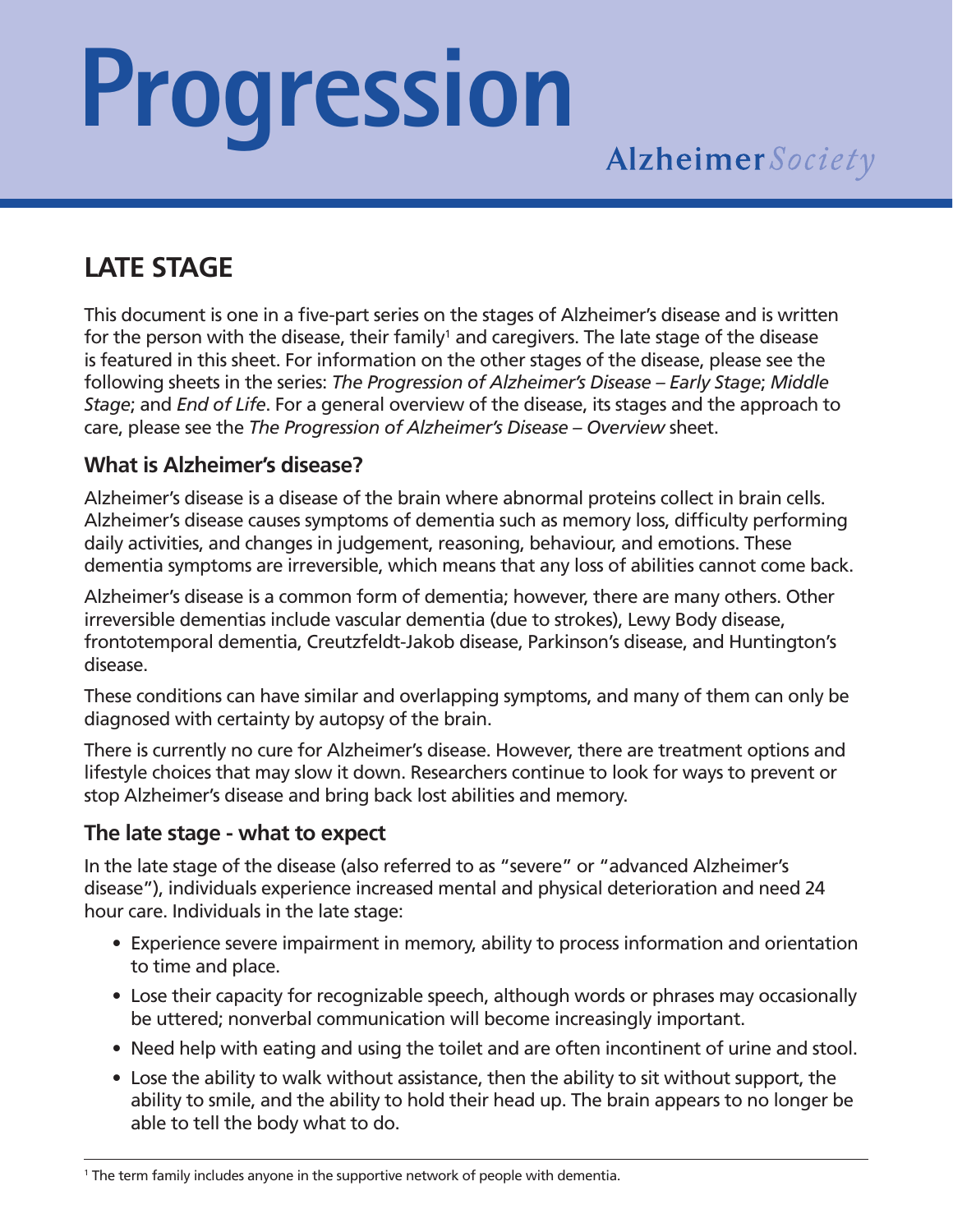# Progression

Alzheimer Society

## LATE STAGE

This document is one in a five-part series on the stages of Alzheimer's disease and is written for the person with the disease, their family[1] and caregivers. The late stage of the disease is featured in this sheet. For information on the other stages of the disease, please see the following sheets in the series: *The Progression of Alzheimer's Disease – Early Stage*; *Middle Stage*; and *End of Life*. For a general overview of the disease, its stages and the approach to care, please see the *The Progression of Alzheimer's Disease – Overview* sheet.

### What is Alzheimer's disease?

Alzheimer's disease is a disease of the brain where abnormal proteins collect in brain cells. Alzheimer's disease causes symptoms of dementia such as memory loss, difficulty performing daily activities, and changes in judgement, reasoning, behaviour, and emotions. These dementia symptoms are irreversible, which means that any loss of abilities cannot come back.

Alzheimer's disease is a common form of dementia; however, there are many others. Other irreversible dementias include vascular dementia (due to strokes), Lewy Body disease, frontotemporal dementia, Creutzfeldt-Jakob disease, Parkinson's disease, and Huntington's disease.

These conditions can have similar and overlapping symptoms, and many of them can only be diagnosed with certainty by autopsy of the brain.

There is currently no cure for Alzheimer's disease. However, there are treatment options and lifestyle choices that may slow it down. Researchers continue to look for ways to prevent or stop Alzheimer's disease and bring back lost abilities and memory.

### The late stage - what to expect

In the late stage of the disease (also referred to as "severe" or "advanced Alzheimer's disease"), individuals experience increased mental and physical deterioration and need 24 hour care. Individuals in the late stage:

- Experience severe impairment in memory, ability to process information and orientation to time and place.
- Lose their capacity for recognizable speech, although words or phrases may occasionally be uttered; nonverbal communication will become increasingly important.
- Need help with eating and using the toilet and are often incontinent of urine and stool.
- Lose the ability to walk without assistance, then the ability to sit without support, the ability to smile, and the ability to hold their head up. The brain appears to no longer be able to tell the body what to do.

---

[1] The term family includes anyone in the supportive network of people with dementia.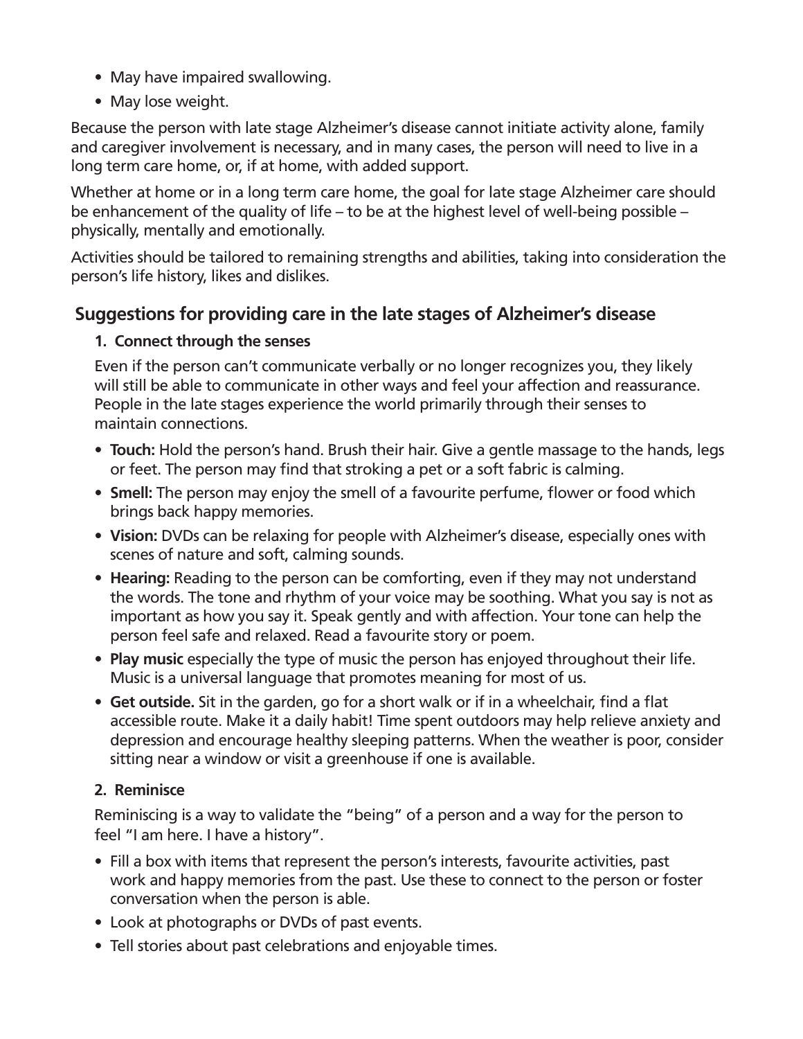- May have impaired swallowing.
- May lose weight.

Because the person with late stage Alzheimer's disease cannot initiate activity alone, family and caregiver involvement is necessary, and in many cases, the person will need to live in a long term care home, or, if at home, with added support.

Whether at home or in a long term care home, the goal for late stage Alzheimer care should be enhancement of the quality of life – to be at the highest level of well-being possible – physically, mentally and emotionally.

Activities should be tailored to remaining strengths and abilities, taking into consideration the person's life history, likes and dislikes.

## Suggestions for providing care in the late stages of Alzheimer's disease

**1. Connect through the senses**

Even if the person can't communicate verbally or no longer recognizes you, they likely will still be able to communicate in other ways and feel your affection and reassurance. People in the late stages experience the world primarily through their senses to maintain connections.

- **Touch:** Hold the person's hand. Brush their hair. Give a gentle massage to the hands, legs or feet. The person may find that stroking a pet or a soft fabric is calming.
- **Smell:** The person may enjoy the smell of a favourite perfume, flower or food which brings back happy memories.
- **Vision:** DVDs can be relaxing for people with Alzheimer's disease, especially ones with scenes of nature and soft, calming sounds.
- **Hearing:** Reading to the person can be comforting, even if they may not understand the words. The tone and rhythm of your voice may be soothing. What you say is not as important as how you say it. Speak gently and with affection. Your tone can help the person feel safe and relaxed. Read a favourite story or poem.
- **Play music** especially the type of music the person has enjoyed throughout their life. Music is a universal language that promotes meaning for most of us.
- **Get outside.** Sit in the garden, go for a short walk or if in a wheelchair, find a flat accessible route. Make it a daily habit! Time spent outdoors may help relieve anxiety and depression and encourage healthy sleeping patterns. When the weather is poor, consider sitting near a window or visit a greenhouse if one is available.

**2. Reminisce**

Reminiscing is a way to validate the "being" of a person and a way for the person to feel "I am here. I have a history".

- Fill a box with items that represent the person's interests, favourite activities, past work and happy memories from the past. Use these to connect to the person or foster conversation when the person is able.
- Look at photographs or DVDs of past events.
- Tell stories about past celebrations and enjoyable times.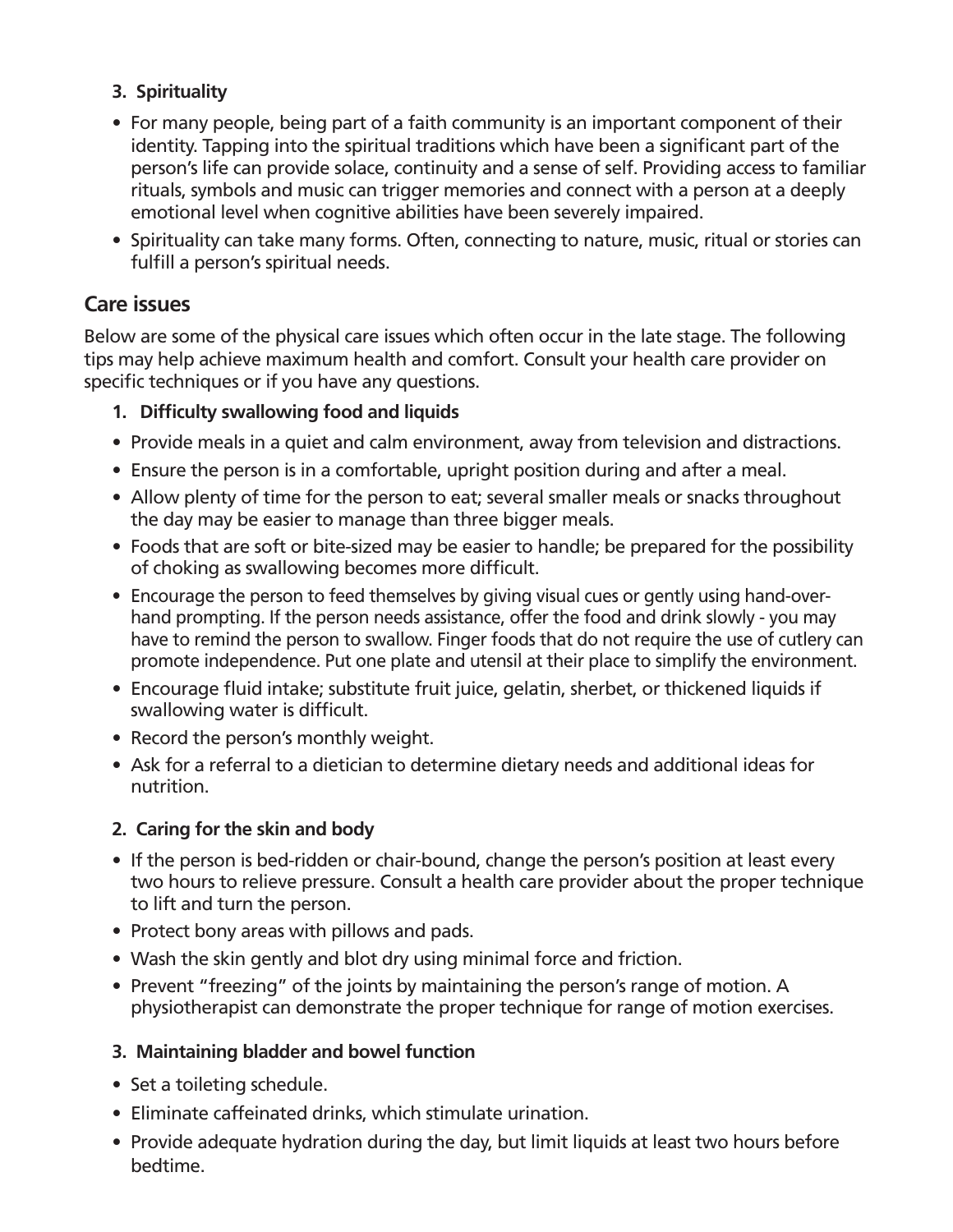### 3. Spirituality

- For many people, being part of a faith community is an important component of their identity. Tapping into the spiritual traditions which have been a significant part of the person's life can provide solace, continuity and a sense of self. Providing access to familiar rituals, symbols and music can trigger memories and connect with a person at a deeply emotional level when cognitive abilities have been severely impaired.
- Spirituality can take many forms. Often, connecting to nature, music, ritual or stories can fulfill a person's spiritual needs.

## Care issues

Below are some of the physical care issues which often occur in the late stage. The following tips may help achieve maximum health and comfort. Consult your health care provider on specific techniques or if you have any questions.

### 1. Difficulty swallowing food and liquids

- Provide meals in a quiet and calm environment, away from television and distractions.
- Ensure the person is in a comfortable, upright position during and after a meal.
- Allow plenty of time for the person to eat; several smaller meals or snacks throughout the day may be easier to manage than three bigger meals.
- Foods that are soft or bite-sized may be easier to handle; be prepared for the possibility of choking as swallowing becomes more difficult.
- Encourage the person to feed themselves by giving visual cues or gently using hand-over-hand prompting. If the person needs assistance, offer the food and drink slowly - you may have to remind the person to swallow. Finger foods that do not require the use of cutlery can promote independence. Put one plate and utensil at their place to simplify the environment.
- Encourage fluid intake; substitute fruit juice, gelatin, sherbet, or thickened liquids if swallowing water is difficult.
- Record the person's monthly weight.
- Ask for a referral to a dietician to determine dietary needs and additional ideas for nutrition.

### 2. Caring for the skin and body

- If the person is bed-ridden or chair-bound, change the person's position at least every two hours to relieve pressure. Consult a health care provider about the proper technique to lift and turn the person.
- Protect bony areas with pillows and pads.
- Wash the skin gently and blot dry using minimal force and friction.
- Prevent "freezing" of the joints by maintaining the person's range of motion. A physiotherapist can demonstrate the proper technique for range of motion exercises.

### 3. Maintaining bladder and bowel function

- Set a toileting schedule.
- Eliminate caffeinated drinks, which stimulate urination.
- Provide adequate hydration during the day, but limit liquids at least two hours before bedtime.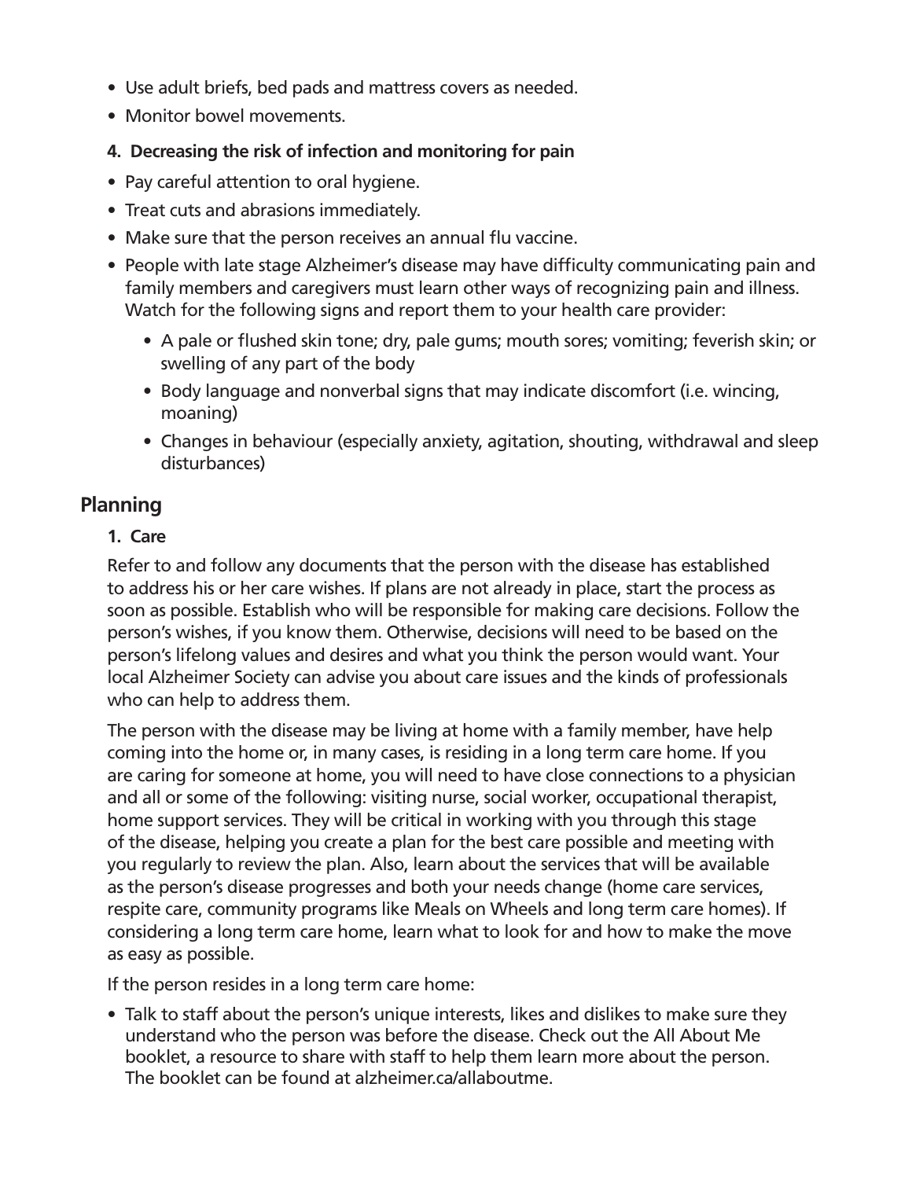- Use adult briefs, bed pads and mattress covers as needed.
- Monitor bowel movements.

**4. Decreasing the risk of infection and monitoring for pain**

- Pay careful attention to oral hygiene.
- Treat cuts and abrasions immediately.
- Make sure that the person receives an annual flu vaccine.
- People with late stage Alzheimer's disease may have difficulty communicating pain and family members and caregivers must learn other ways of recognizing pain and illness. Watch for the following signs and report them to your health care provider:
  - A pale or flushed skin tone; dry, pale gums; mouth sores; vomiting; feverish skin; or swelling of any part of the body
  - Body language and nonverbal signs that may indicate discomfort (i.e. wincing, moaning)
  - Changes in behaviour (especially anxiety, agitation, shouting, withdrawal and sleep disturbances)

## Planning

**1. Care**

Refer to and follow any documents that the person with the disease has established to address his or her care wishes. If plans are not already in place, start the process as soon as possible. Establish who will be responsible for making care decisions. Follow the person's wishes, if you know them. Otherwise, decisions will need to be based on the person's lifelong values and desires and what you think the person would want. Your local Alzheimer Society can advise you about care issues and the kinds of professionals who can help to address them.

The person with the disease may be living at home with a family member, have help coming into the home or, in many cases, is residing in a long term care home. If you are caring for someone at home, you will need to have close connections to a physician and all or some of the following: visiting nurse, social worker, occupational therapist, home support services. They will be critical in working with you through this stage of the disease, helping you create a plan for the best care possible and meeting with you regularly to review the plan. Also, learn about the services that will be available as the person's disease progresses and both your needs change (home care services, respite care, community programs like Meals on Wheels and long term care homes). If considering a long term care home, learn what to look for and how to make the move as easy as possible.

If the person resides in a long term care home:

- Talk to staff about the person's unique interests, likes and dislikes to make sure they understand who the person was before the disease. Check out the All About Me booklet, a resource to share with staff to help them learn more about the person. The booklet can be found at alzheimer.ca/allaboutme.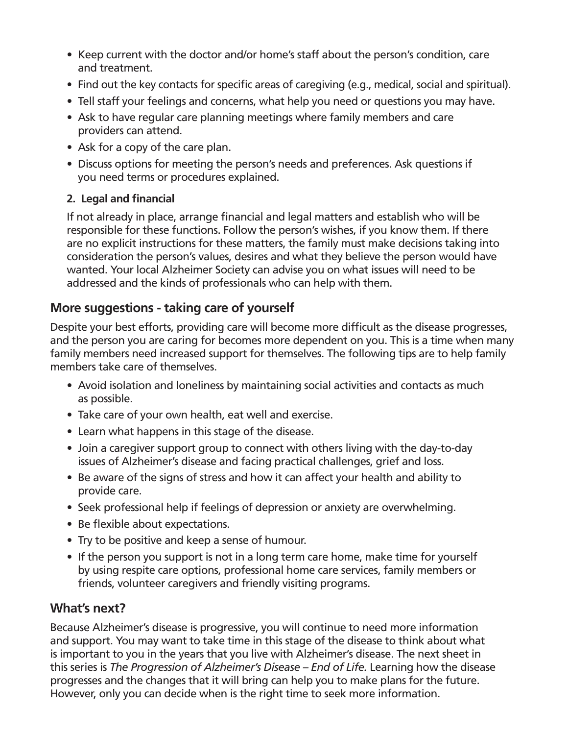- Keep current with the doctor and/or home's staff about the person's condition, care and treatment.
- Find out the key contacts for specific areas of caregiving (e.g., medical, social and spiritual).
- Tell staff your feelings and concerns, what help you need or questions you may have.
- Ask to have regular care planning meetings where family members and care providers can attend.
- Ask for a copy of the care plan.
- Discuss options for meeting the person's needs and preferences. Ask questions if you need terms or procedures explained.

**2. Legal and financial**

If not already in place, arrange financial and legal matters and establish who will be responsible for these functions. Follow the person's wishes, if you know them. If there are no explicit instructions for these matters, the family must make decisions taking into consideration the person's values, desires and what they believe the person would have wanted. Your local Alzheimer Society can advise you on what issues will need to be addressed and the kinds of professionals who can help with them.

## More suggestions - taking care of yourself

Despite your best efforts, providing care will become more difficult as the disease progresses, and the person you are caring for becomes more dependent on you. This is a time when many family members need increased support for themselves. The following tips are to help family members take care of themselves.

- Avoid isolation and loneliness by maintaining social activities and contacts as much as possible.
- Take care of your own health, eat well and exercise.
- Learn what happens in this stage of the disease.
- Join a caregiver support group to connect with others living with the day-to-day issues of Alzheimer's disease and facing practical challenges, grief and loss.
- Be aware of the signs of stress and how it can affect your health and ability to provide care.
- Seek professional help if feelings of depression or anxiety are overwhelming.
- Be flexible about expectations.
- Try to be positive and keep a sense of humour.
- If the person you support is not in a long term care home, make time for yourself by using respite care options, professional home care services, family members or friends, volunteer caregivers and friendly visiting programs.

## What's next?

Because Alzheimer's disease is progressive, you will continue to need more information and support. You may want to take time in this stage of the disease to think about what is important to you in the years that you live with Alzheimer's disease. The next sheet in this series is *The Progression of Alzheimer's Disease – End of Life.* Learning how the disease progresses and the changes that it will bring can help you to make plans for the future. However, only you can decide when is the right time to seek more information.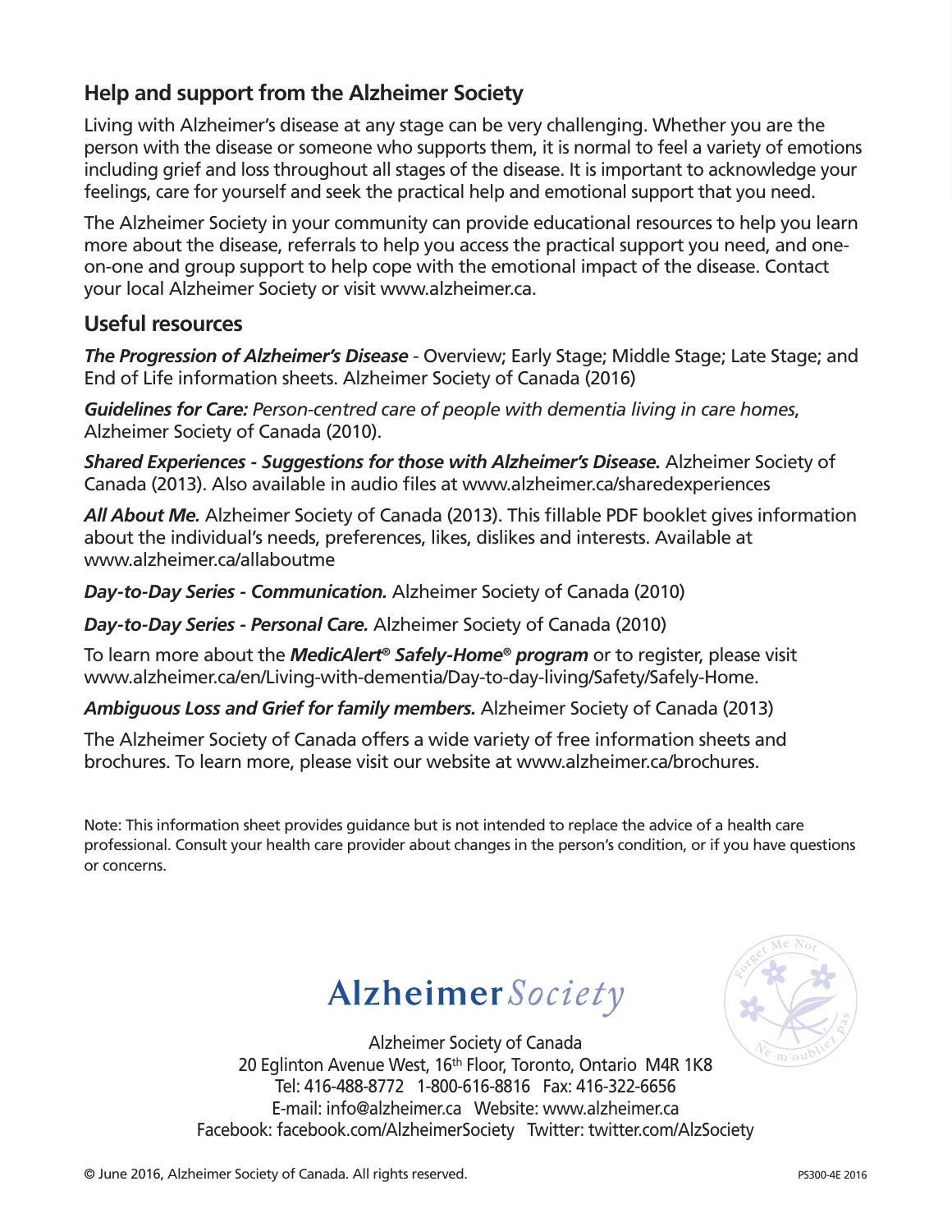## Help and support from the Alzheimer Society

Living with Alzheimer's disease at any stage can be very challenging. Whether you are the person with the disease or someone who supports them, it is normal to feel a variety of emotions including grief and loss throughout all stages of the disease. It is important to acknowledge your feelings, care for yourself and seek the practical help and emotional support that you need.

The Alzheimer Society in your community can provide educational resources to help you learn more about the disease, referrals to help you access the practical support you need, and one-on-one and group support to help cope with the emotional impact of the disease. Contact your local Alzheimer Society or visit www.alzheimer.ca.

## Useful resources

***The Progression of Alzheimer's Disease*** - Overview; Early Stage; Middle Stage; Late Stage; and End of Life information sheets. Alzheimer Society of Canada (2016)

***Guidelines for Care:*** *Person-centred care of people with dementia living in care homes*, Alzheimer Society of Canada (2010).

***Shared Experiences - Suggestions for those with Alzheimer's Disease.*** Alzheimer Society of Canada (2013). Also available in audio files at www.alzheimer.ca/sharedexperiences

***All About Me.*** Alzheimer Society of Canada (2013). This fillable PDF booklet gives information about the individual's needs, preferences, likes, dislikes and interests. Available at www.alzheimer.ca/allaboutme

***Day-to-Day Series - Communication.*** Alzheimer Society of Canada (2010)

***Day-to-Day Series - Personal Care.*** Alzheimer Society of Canada (2010)

To learn more about the ***MedicAlert® Safely-Home® program*** or to register, please visit www.alzheimer.ca/en/Living-with-dementia/Day-to-day-living/Safety/Safely-Home.

***Ambiguous Loss and Grief for family members.*** Alzheimer Society of Canada (2013)

The Alzheimer Society of Canada offers a wide variety of free information sheets and brochures. To learn more, please visit our website at www.alzheimer.ca/brochures.

Note: This information sheet provides guidance but is not intended to replace the advice of a health care professional. Consult your health care provider about changes in the person's condition, or if you have questions or concerns.

Alzheimer Society

Alzheimer Society of Canada
20 Eglinton Avenue West, 16th Floor, Toronto, Ontario M4R 1K8
Tel: 416-488-8772 1-800-616-8816 Fax: 416-322-6656
E-mail: info@alzheimer.ca Website: www.alzheimer.ca
Facebook: facebook.com/AlzheimerSociety Twitter: twitter.com/AlzSociety

Forget Me Not
Ne m'oubliez pas

© June 2016, Alzheimer Society of Canada. All rights reserved.

PS300-4E 2016